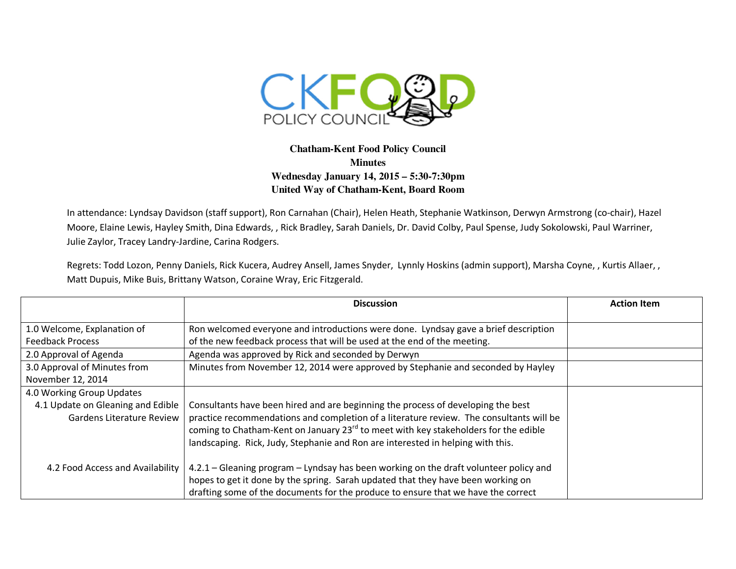**Chatham-Kent Food Policy Council**
**Minutes**
**Wednesday January 14, 2015 – 5:30-7:30pm**
**United Way of Chatham-Kent, Board Room**

In attendance: Lyndsay Davidson (staff support), Ron Carnahan (Chair), Helen Heath, Stephanie Watkinson, Derwyn Armstrong (co-chair), Hazel Moore, Elaine Lewis, Hayley Smith, Dina Edwards, , Rick Bradley, Sarah Daniels, Dr. David Colby, Paul Spense, Judy Sokolowski, Paul Warriner, Julie Zaylor, Tracey Landry-Jardine, Carina Rodgers.

Regrets: Todd Lozon, Penny Daniels, Rick Kucera, Audrey Ansell, James Snyder, Lynnly Hoskins (admin support), Marsha Coyne, , Kurtis Allaer, , Matt Dupuis, Mike Buis, Brittany Watson, Coraine Wray, Eric Fitzgerald.

| | Discussion | Action Item |
|---|---|---|
| 1.0 Welcome, Explanation of Feedback Process | Ron welcomed everyone and introductions were done. Lyndsay gave a brief description of the new feedback process that will be used at the end of the meeting. | |
| 2.0 Approval of Agenda | Agenda was approved by Rick and seconded by Derwyn | |
| 3.0 Approval of Minutes from November 12, 2014 | Minutes from November 12, 2014 were approved by Stephanie and seconded by Hayley | |
| 4.0 Working Group Updates<br>4.1 Update on Gleaning and Edible Gardens Literature Review | Consultants have been hired and are beginning the process of developing the best practice recommendations and completion of a literature review. The consultants will be coming to Chatham-Kent on January 23rd to meet with key stakeholders for the edible landscaping. Rick, Judy, Stephanie and Ron are interested in helping with this. | |
| 4.2 Food Access and Availability | 4.2.1 – Gleaning program – Lyndsay has been working on the draft volunteer policy and hopes to get it done by the spring. Sarah updated that they have been working on drafting some of the documents for the produce to ensure that we have the correct | |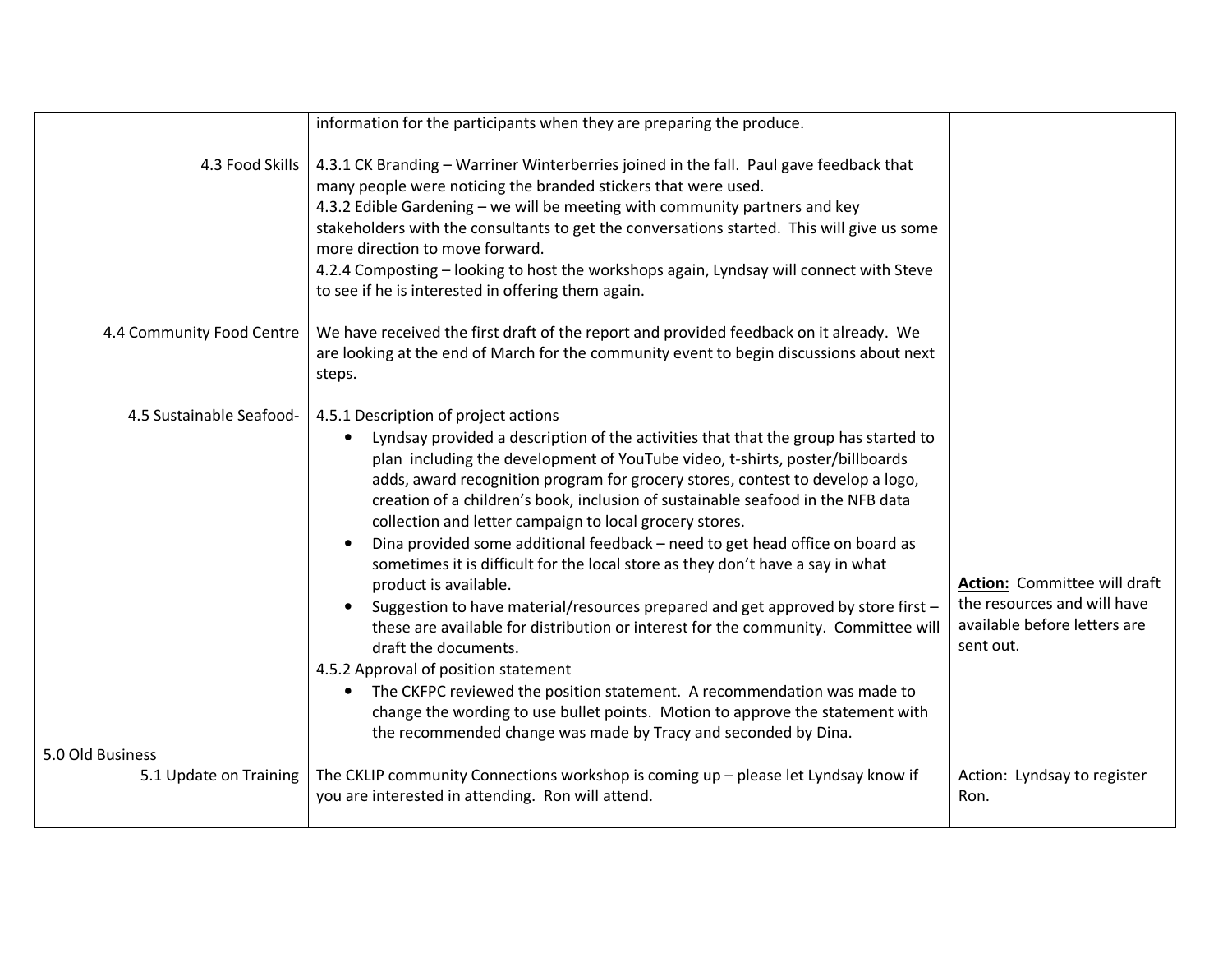| | | |
|---|---|---|
| | information for the participants when they are preparing the produce. | |
| 4.3 Food Skills | 4.3.1 CK Branding – Warriner Winterberries joined in the fall. Paul gave feedback that many people were noticing the branded stickers that were used.<br>4.3.2 Edible Gardening – we will be meeting with community partners and key stakeholders with the consultants to get the conversations started. This will give us some more direction to move forward.<br>4.2.4 Composting – looking to host the workshops again, Lyndsay will connect with Steve to see if he is interested in offering them again. | |
| 4.4 Community Food Centre | We have received the first draft of the report and provided feedback on it already. We are looking at the end of March for the community event to begin discussions about next steps. | |
| 4.5 Sustainable Seafood- | 4.5.1 Description of project actions<br>• Lyndsay provided a description of the activities that that the group has started to plan including the development of YouTube video, t-shirts, poster/billboards adds, award recognition program for grocery stores, contest to develop a logo, creation of a children's book, inclusion of sustainable seafood in the NFB data collection and letter campaign to local grocery stores.<br>• Dina provided some additional feedback – need to get head office on board as sometimes it is difficult for the local store as they don't have a say in what product is available.<br>• Suggestion to have material/resources prepared and get approved by store first – these are available for distribution or interest for the community. Committee will draft the documents.<br>4.5.2 Approval of position statement<br>• The CKFPC reviewed the position statement. A recommendation was made to change the wording to use bullet points. Motion to approve the statement with the recommended change was made by Tracy and seconded by Dina. | **Action:** Committee will draft the resources and will have available before letters are sent out. |
| 5.0 Old Business<br>5.1 Update on Training | The CKLIP community Connections workshop is coming up – please let Lyndsay know if you are interested in attending. Ron will attend. | Action: Lyndsay to register Ron. |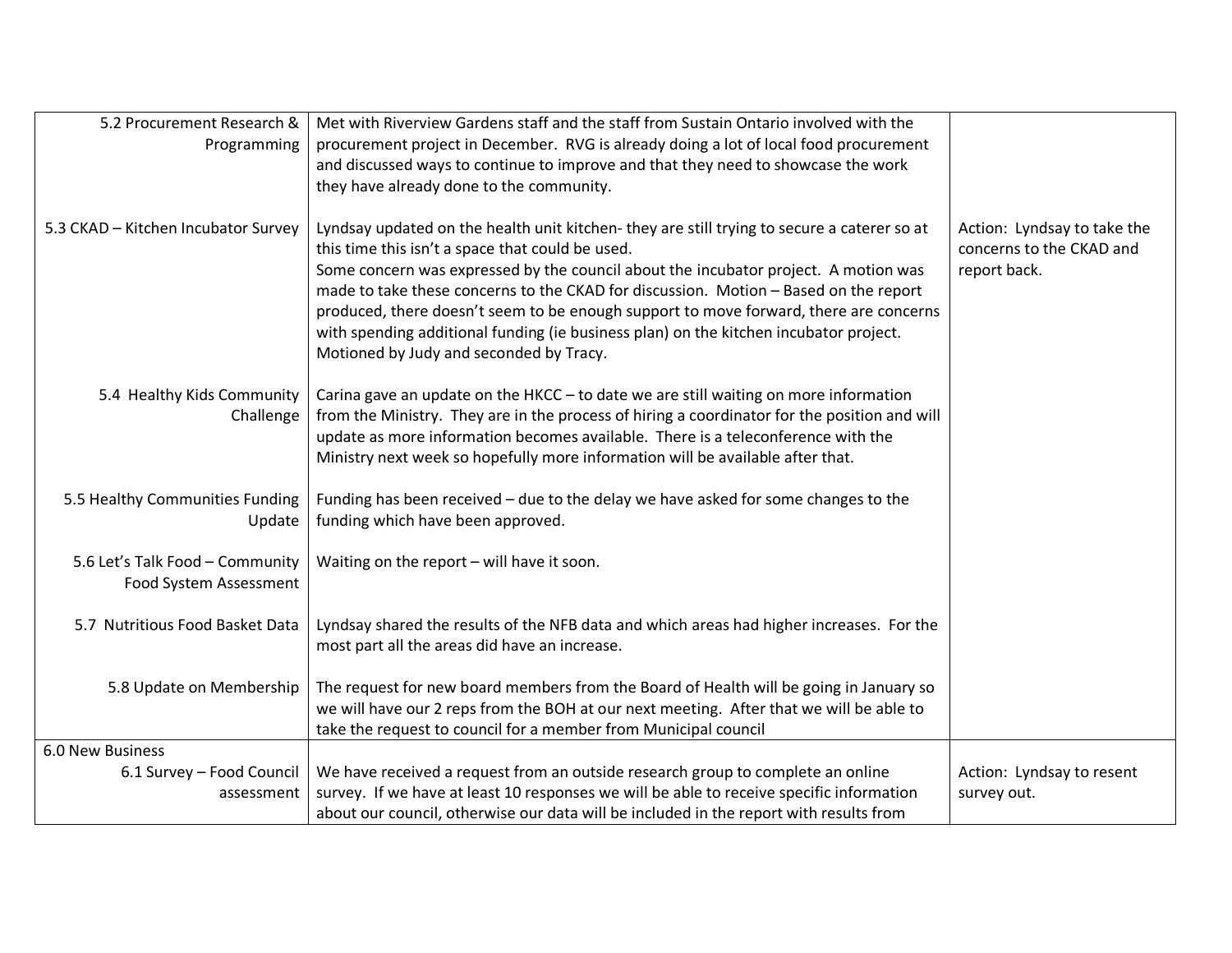| | | |
|---|---|---|
| 5.2 Procurement Research & Programming | Met with Riverview Gardens staff and the staff from Sustain Ontario involved with the procurement project in December. RVG is already doing a lot of local food procurement and discussed ways to continue to improve and that they need to showcase the work they have already done to the community. | |
| 5.3 CKAD – Kitchen Incubator Survey | Lyndsay updated on the health unit kitchen- they are still trying to secure a caterer so at this time this isn't a space that could be used.<br>Some concern was expressed by the council about the incubator project. A motion was made to take these concerns to the CKAD for discussion. Motion – Based on the report produced, there doesn't seem to be enough support to move forward, there are concerns with spending additional funding (ie business plan) on the kitchen incubator project. Motioned by Judy and seconded by Tracy. | Action: Lyndsay to take the concerns to the CKAD and report back. |
| 5.4 Healthy Kids Community Challenge | Carina gave an update on the HKCC – to date we are still waiting on more information from the Ministry. They are in the process of hiring a coordinator for the position and will update as more information becomes available. There is a teleconference with the Ministry next week so hopefully more information will be available after that. | |
| 5.5 Healthy Communities Funding Update | Funding has been received – due to the delay we have asked for some changes to the funding which have been approved. | |
| 5.6 Let's Talk Food – Community Food System Assessment | Waiting on the report – will have it soon. | |
| 5.7 Nutritious Food Basket Data | Lyndsay shared the results of the NFB data and which areas had higher increases. For the most part all the areas did have an increase. | |
| 5.8 Update on Membership | The request for new board members from the Board of Health will be going in January so we will have our 2 reps from the BOH at our next meeting. After that we will be able to take the request to council for a member from Municipal council | |
| 6.0 New Business<br>6.1 Survey – Food Council assessment | We have received a request from an outside research group to complete an online survey. If we have at least 10 responses we will be able to receive specific information about our council, otherwise our data will be included in the report with results from | Action: Lyndsay to resent survey out. |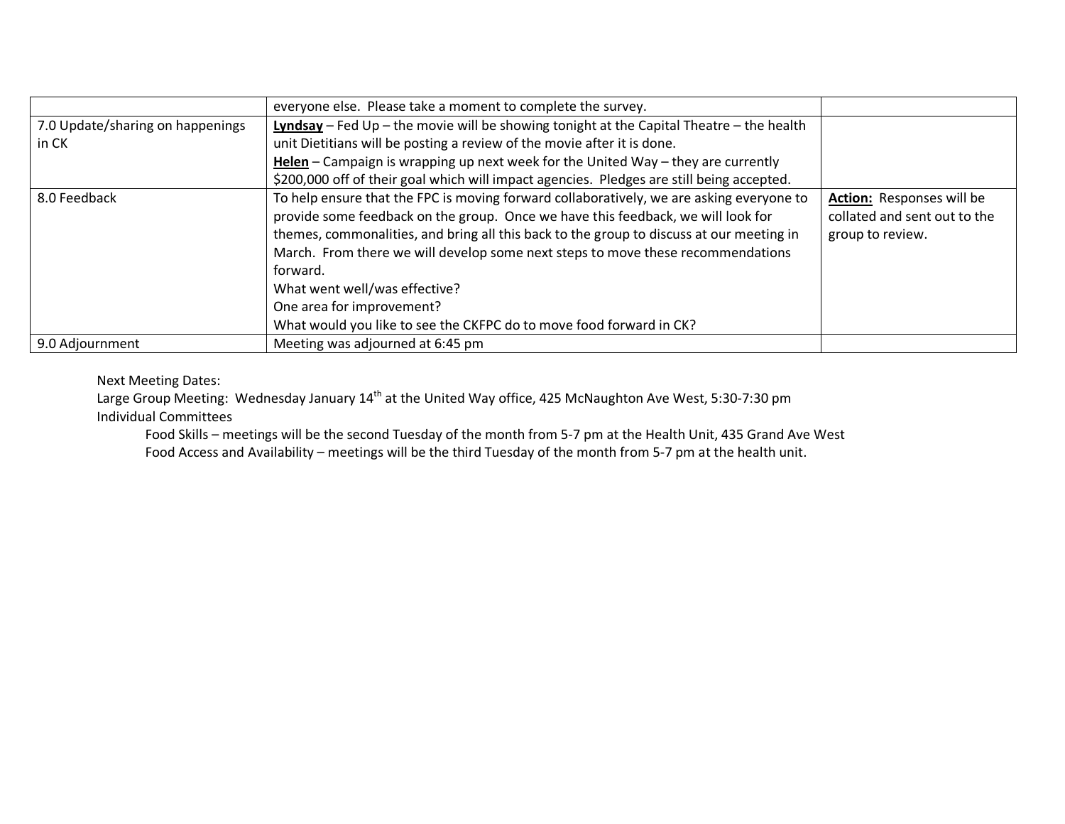| | | |
|---|---|---|
| | everyone else. Please take a moment to complete the survey. | |
| 7.0 Update/sharing on happenings in CK | **Lyndsay** – Fed Up – the movie will be showing tonight at the Capital Theatre – the health unit Dietitians will be posting a review of the movie after it is done.<br>**Helen** – Campaign is wrapping up next week for the United Way – they are currently $200,000 off of their goal which will impact agencies. Pledges are still being accepted. | |
| 8.0 Feedback | To help ensure that the FPC is moving forward collaboratively, we are asking everyone to provide some feedback on the group. Once we have this feedback, we will look for themes, commonalities, and bring all this back to the group to discuss at our meeting in March. From there we will develop some next steps to move these recommendations forward.<br>What went well/was effective?<br>One area for improvement?<br>What would you like to see the CKFPC do to move food forward in CK? | **Action:** Responses will be collated and sent out to the group to review. |
| 9.0 Adjournment | Meeting was adjourned at 6:45 pm | |

Next Meeting Dates:

Large Group Meeting: Wednesday January 14th at the United Way office, 425 McNaughton Ave West, 5:30-7:30 pm

Individual Committees

- Food Skills – meetings will be the second Tuesday of the month from 5-7 pm at the Health Unit, 435 Grand Ave West
- Food Access and Availability – meetings will be the third Tuesday of the month from 5-7 pm at the health unit.